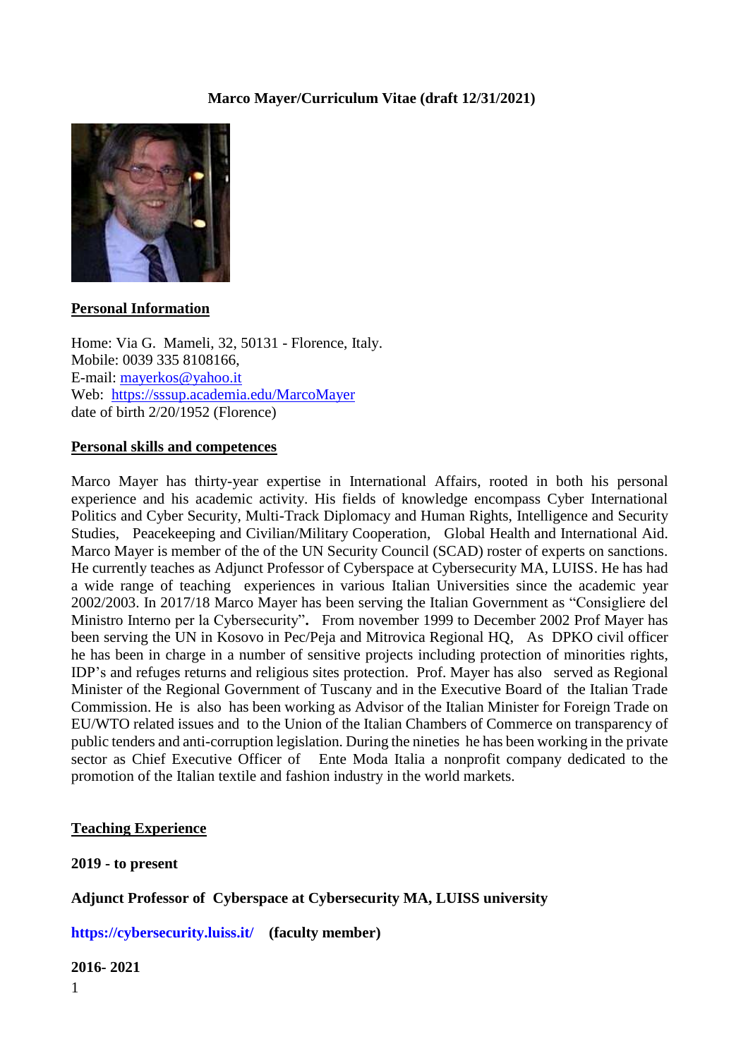**Marco Mayer/Curriculum Vitae (draft 12/31/2021)**

## Personal Information

Home: Via G. Mameli, 32, 50131 - Florence, Italy.
Mobile: 0039 335 8108166,
E-mail: mayerkos@yahoo.it
Web: https://sssup.academia.edu/MarcoMayer
date of birth 2/20/1952 (Florence)

## Personal skills and competences

Marco Mayer has thirty-year expertise in International Affairs, rooted in both his personal experience and his academic activity. His fields of knowledge encompass Cyber International Politics and Cyber Security, Multi-Track Diplomacy and Human Rights, Intelligence and Security Studies, Peacekeeping and Civilian/Military Cooperation, Global Health and International Aid. Marco Mayer is member of the of the UN Security Council (SCAD) roster of experts on sanctions. He currently teaches as Adjunct Professor of Cyberspace at Cybersecurity MA, LUISS. He has had a wide range of teaching experiences in various Italian Universities since the academic year 2002/2003. In 2017/18 Marco Mayer has been serving the Italian Government as "Consigliere del Ministro Interno per la Cybersecurity". From november 1999 to December 2002 Prof Mayer has been serving the UN in Kosovo in Pec/Peja and Mitrovica Regional HQ, As DPKO civil officer he has been in charge in a number of sensitive projects including protection of minorities rights, IDP's and refuges returns and religious sites protection. Prof. Mayer has also served as Regional Minister of the Regional Government of Tuscany and in the Executive Board of the Italian Trade Commission. He is also has been working as Advisor of the Italian Minister for Foreign Trade on EU/WTO related issues and to the Union of the Italian Chambers of Commerce on transparency of public tenders and anti-corruption legislation. During the nineties he has been working in the private sector as Chief Executive Officer of Ente Moda Italia a nonprofit company dedicated to the promotion of the Italian textile and fashion industry in the world markets.

## Teaching Experience

**2019 - to present**

**Adjunct Professor of Cyberspace at Cybersecurity MA, LUISS university**

**https://cybersecurity.luiss.it/ (faculty member)**

**2016- 2021**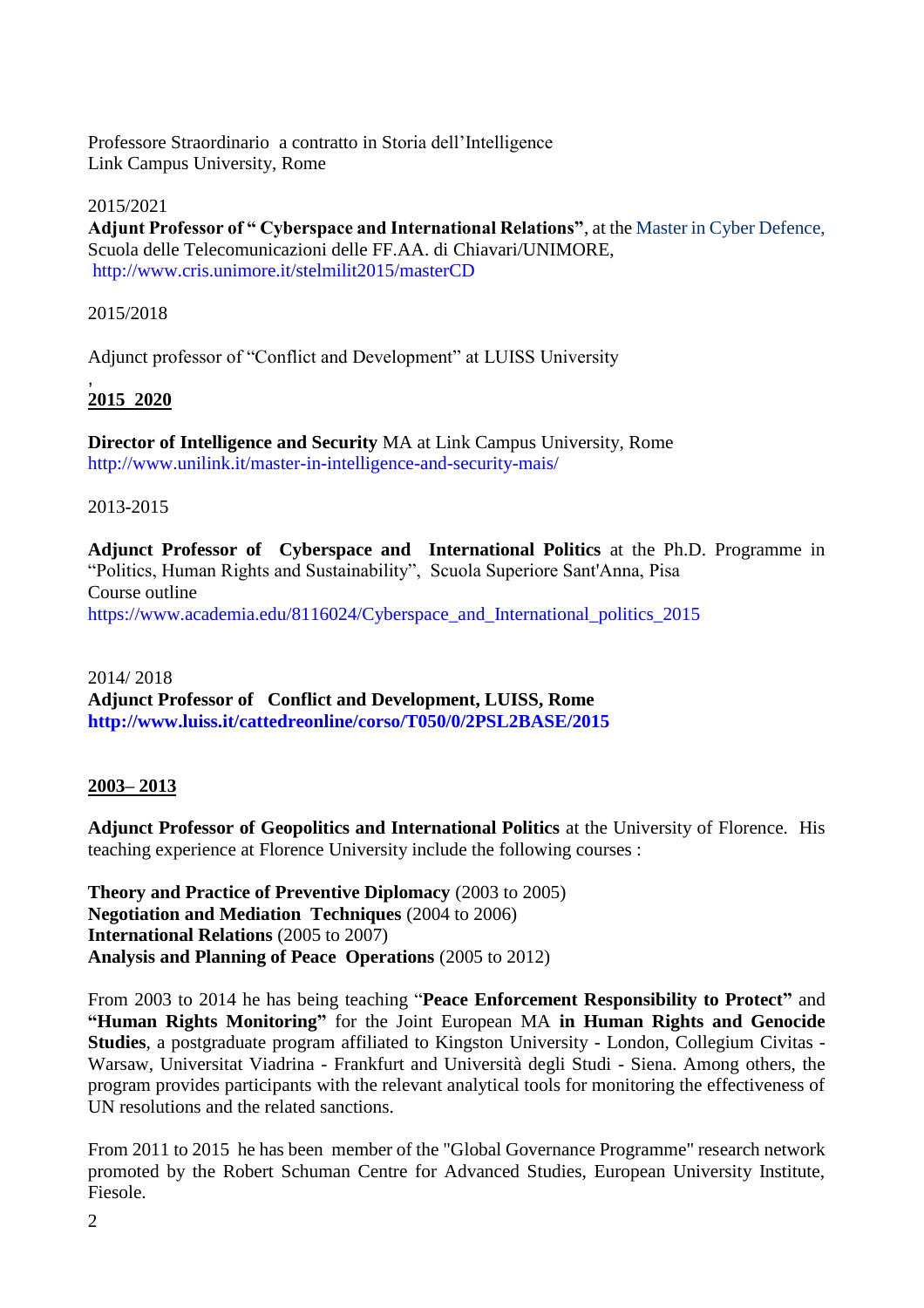Professore Straordinario a contratto in Storia dell'Intelligence
Link Campus University, Rome

2015/2021

**Adjunt Professor of " Cyberspace and International Relations"**, at the Master in Cyber Defence, Scuola delle Telecomunicazioni delle FF.AA. di Chiavari/UNIMORE,
http://www.cris.unimore.it/stelmilit2015/masterCD

2015/2018

Adjunct professor of "Conflict and Development" at LUISS University

,
**2015 2020**

**Director of Intelligence and Security** MA at Link Campus University, Rome
http://www.unilink.it/master-in-intelligence-and-security-mais/

2013-2015

**Adjunct Professor of Cyberspace and International Politics** at the Ph.D. Programme in "Politics, Human Rights and Sustainability", Scuola Superiore Sant'Anna, Pisa
Course outline
https://www.academia.edu/8116024/Cyberspace_and_International_politics_2015

2014/ 2018
**Adjunct Professor of Conflict and Development, LUISS, Rome**
**http://www.luiss.it/cattedreonline/corso/T050/0/2PSL2BASE/2015**

**2003– 2013**

**Adjunct Professor of Geopolitics and International Politics** at the University of Florence. His teaching experience at Florence University include the following courses :

**Theory and Practice of Preventive Diplomacy** (2003 to 2005)
**Negotiation and Mediation Techniques** (2004 to 2006)
**International Relations** (2005 to 2007)
**Analysis and Planning of Peace Operations** (2005 to 2012)

From 2003 to 2014 he has being teaching "**Peace Enforcement Responsibility to Protect"** and **"Human Rights Monitoring"** for the Joint European MA **in Human Rights and Genocide Studies**, a postgraduate program affiliated to Kingston University - London, Collegium Civitas - Warsaw, Universitat Viadrina - Frankfurt and Università degli Studi - Siena. Among others, the program provides participants with the relevant analytical tools for monitoring the effectiveness of UN resolutions and the related sanctions.

From 2011 to 2015 he has been member of the "Global Governance Programme" research network promoted by the Robert Schuman Centre for Advanced Studies, European University Institute, Fiesole.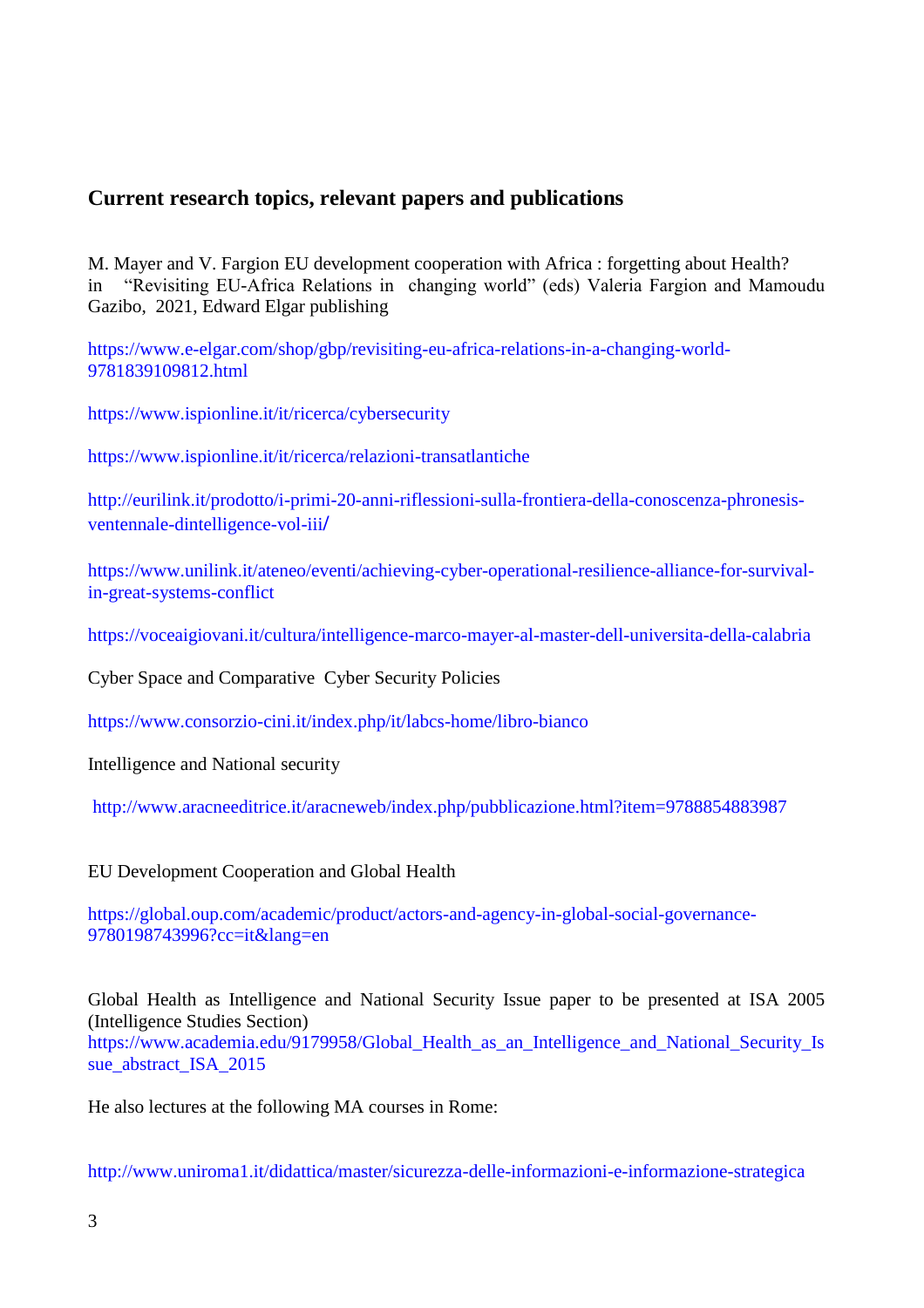## Current research topics, relevant papers and publications

M. Mayer and V. Fargion EU development cooperation with Africa : forgetting about Health? in "Revisiting EU-Africa Relations in changing world" (eds) Valeria Fargion and Mamoudu Gazibo, 2021, Edward Elgar publishing

https://www.e-elgar.com/shop/gbp/revisiting-eu-africa-relations-in-a-changing-world-9781839109812.html

https://www.ispionline.it/it/ricerca/cybersecurity

https://www.ispionline.it/it/ricerca/relazioni-transatlantiche

http://eurilink.it/prodotto/i-primi-20-anni-riflessioni-sulla-frontiera-della-conoscenza-phronesis-ventennale-dintelligence-vol-iii/

https://www.unilink.it/ateneo/eventi/achieving-cyber-operational-resilience-alliance-for-survival-in-great-systems-conflict

https://voceaigiovani.it/cultura/intelligence-marco-mayer-al-master-dell-universita-della-calabria

Cyber Space and Comparative Cyber Security Policies

https://www.consorzio-cini.it/index.php/it/labcs-home/libro-bianco

Intelligence and National security

http://www.aracneeditrice.it/aracneweb/index.php/pubblicazione.html?item=9788854883987

EU Development Cooperation and Global Health

https://global.oup.com/academic/product/actors-and-agency-in-global-social-governance-9780198743996?cc=it&lang=en

Global Health as Intelligence and National Security Issue paper to be presented at ISA 2005 (Intelligence Studies Section)
https://www.academia.edu/9179958/Global_Health_as_an_Intelligence_and_National_Security_Issue_abstract_ISA_2015

He also lectures at the following MA courses in Rome:

http://www.uniroma1.it/didattica/master/sicurezza-delle-informazioni-e-informazione-strategica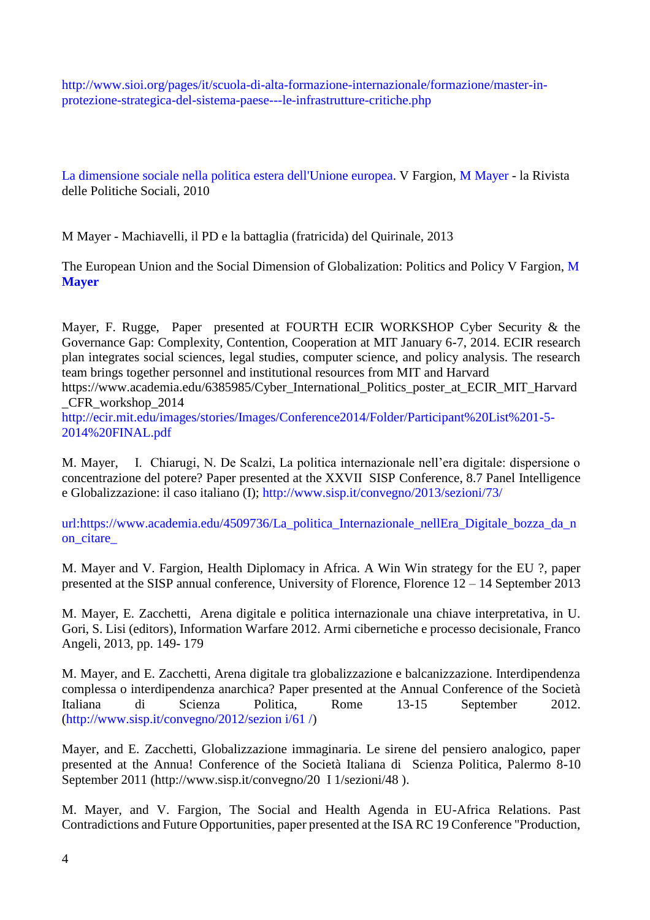http://www.sioi.org/pages/it/scuola-di-alta-formazione-internazionale/formazione/master-in-protezione-strategica-del-sistema-paese---le-infrastrutture-critiche.php

La dimensione sociale nella politica estera dell'Unione europea. V Fargion, M Mayer - la Rivista delle Politiche Sociali, 2010

M Mayer - Machiavelli, il PD e la battaglia (fratricida) del Quirinale, 2013

The European Union and the Social Dimension of Globalization: Politics and Policy V Fargion, **M Mayer**

Mayer, F. Rugge, Paper presented at FOURTH ECIR WORKSHOP Cyber Security & the Governance Gap: Complexity, Contention, Cooperation at MIT January 6-7, 2014. ECIR research plan integrates social sciences, legal studies, computer science, and policy analysis. The research team brings together personnel and institutional resources from MIT and Harvard https://www.academia.edu/6385985/Cyber_International_Politics_poster_at_ECIR_MIT_Harvard_CFR_workshop_2014
http://ecir.mit.edu/images/stories/Images/Conference2014/Folder/Participant%20List%201-5-2014%20FINAL.pdf

M. Mayer, I. Chiarugi, N. De Scalzi, La politica internazionale nell'era digitale: dispersione o concentrazione del potere? Paper presented at the XXVII SISP Conference, 8.7 Panel Intelligence e Globalizzazione: il caso italiano (I); http://www.sisp.it/convegno/2013/sezioni/73/

url:https://www.academia.edu/4509736/La_politica_Internazionale_nellEra_Digitale_bozza_da_non_citare_

M. Mayer and V. Fargion, Health Diplomacy in Africa. A Win Win strategy for the EU ?, paper presented at the SISP annual conference, University of Florence, Florence 12 – 14 September 2013

M. Mayer, E. Zacchetti, Arena digitale e politica internazionale una chiave interpretativa, in U. Gori, S. Lisi (editors), Information Warfare 2012. Armi cibernetiche e processo decisionale, Franco Angeli, 2013, pp. 149- 179

M. Mayer, and E. Zacchetti, Arena digitale tra globalizzazione e balcanizzazione. Interdipendenza complessa o interdipendenza anarchica? Paper presented at the Annual Conference of the Società Italiana di Scienza Politica, Rome 13-15 September 2012. (http://www.sisp.it/convegno/2012/sezion i/61 /)

Mayer, and E. Zacchetti, Globalizzazione immaginaria. Le sirene del pensiero analogico, paper presented at the Annua! Conference of the Società Italiana di Scienza Politica, Palermo 8-10 September 2011 (http://www.sisp.it/convegno/20 I 1/sezioni/48 ).

M. Mayer, and V. Fargion, The Social and Health Agenda in EU-Africa Relations. Past Contradictions and Future Opportunities, paper presented at the ISA RC 19 Conference "Production,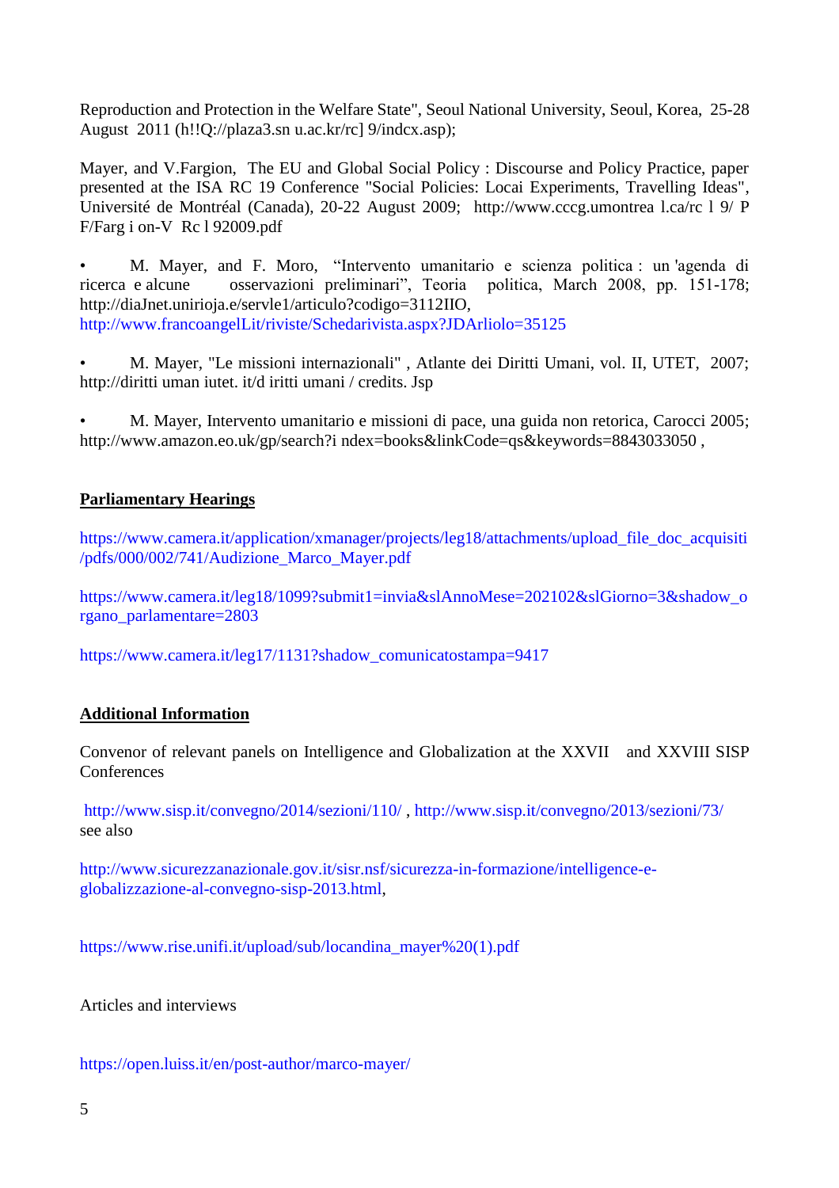Reproduction and Protection in the Welfare State", Seoul National University, Seoul, Korea, 25-28 August 2011 (h!!Q://plaza3.sn u.ac.kr/rc] 9/indcx.asp);

Mayer, and V.Fargion, The EU and Global Social Policy : Discourse and Policy Practice, paper presented at the ISA RC 19 Conference "Social Policies: Locai Experiments, Travelling Ideas", Université de Montréal (Canada), 20-22 August 2009; http://www.cccg.umontrea l.ca/rc l 9/ P F/Farg i on-V Rc l 92009.pdf

- M. Mayer, and F. Moro, "Intervento umanitario e scienza politica : un 'agenda di ricerca e alcune osservazioni preliminari", Teoria politica, March 2008, pp. 151-178; http://diaJnet.unirioja.e/servle1/articulo?codigo=3112IIO, http://www.francoangelLit/riviste/Schedarivista.aspx?JDArliolo=35125

- M. Mayer, "Le missioni internazionali" , Atlante dei Diritti Umani, vol. II, UTET, 2007; http://diritti uman iutet. it/d iritti umani / credits. Jsp

- M. Mayer, Intervento umanitario e missioni di pace, una guida non retorica, Carocci 2005; http://www.amazon.eo.uk/gp/search?i ndex=books&linkCode=qs&keywords=8843033050 ,

## Parliamentary Hearings

https://www.camera.it/application/xmanager/projects/leg18/attachments/upload_file_doc_acquisiti/pdfs/000/002/741/Audizione_Marco_Mayer.pdf

https://www.camera.it/leg18/1099?submit1=invia&slAnnoMese=202102&slGiorno=3&shadow_organo_parlamentare=2803

https://www.camera.it/leg17/1131?shadow_comunicatostampa=9417

## Additional Information

Convenor of relevant panels on Intelligence and Globalization at the XXVII and XXVIII SISP Conferences

http://www.sisp.it/convegno/2014/sezioni/110/ , http://www.sisp.it/convegno/2013/sezioni/73/ see also

http://www.sicurezzanazionale.gov.it/sisr.nsf/sicurezza-in-formazione/intelligence-e-globalizzazione-al-convegno-sisp-2013.html,

https://www.rise.unifi.it/upload/sub/locandina_mayer%20(1).pdf

Articles and interviews

https://open.luiss.it/en/post-author/marco-mayer/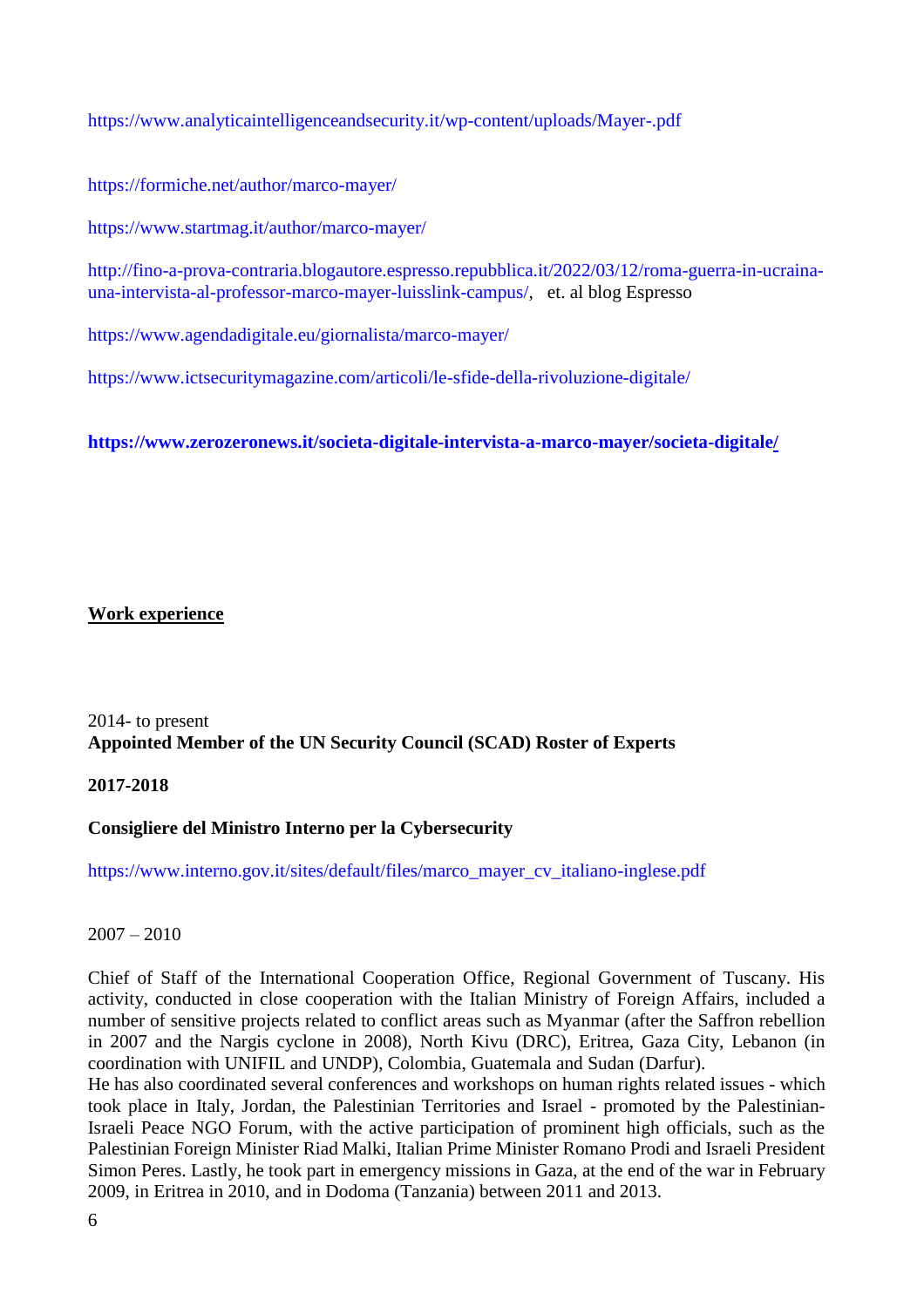https://www.analyticaintelligenceandsecurity.it/wp-content/uploads/Mayer-.pdf

https://formiche.net/author/marco-mayer/

https://www.startmag.it/author/marco-mayer/

http://fino-a-prova-contraria.blogautore.espresso.repubblica.it/2022/03/12/roma-guerra-in-ucraina-una-intervista-al-professor-marco-mayer-luisslink-campus/, et. al blog Espresso

https://www.agendadigitale.eu/giornalista/marco-mayer/

https://www.ictsecuritymagazine.com/articoli/le-sfide-della-rivoluzione-digitale/

**https://www.zerozeronews.it/societa-digitale-intervista-a-marco-mayer/societa-digitale/**

## Work experience

2014- to present
**Appointed Member of the UN Security Council (SCAD) Roster of Experts**

**2017-2018**

**Consigliere del Ministro Interno per la Cybersecurity**

https://www.interno.gov.it/sites/default/files/marco_mayer_cv_italiano-inglese.pdf

2007 – 2010

Chief of Staff of the International Cooperation Office, Regional Government of Tuscany. His activity, conducted in close cooperation with the Italian Ministry of Foreign Affairs, included a number of sensitive projects related to conflict areas such as Myanmar (after the Saffron rebellion in 2007 and the Nargis cyclone in 2008), North Kivu (DRC), Eritrea, Gaza City, Lebanon (in coordination with UNIFIL and UNDP), Colombia, Guatemala and Sudan (Darfur).
He has also coordinated several conferences and workshops on human rights related issues - which took place in Italy, Jordan, the Palestinian Territories and Israel - promoted by the Palestinian-Israeli Peace NGO Forum, with the active participation of prominent high officials, such as the Palestinian Foreign Minister Riad Malki, Italian Prime Minister Romano Prodi and Israeli President Simon Peres. Lastly, he took part in emergency missions in Gaza, at the end of the war in February 2009, in Eritrea in 2010, and in Dodoma (Tanzania) between 2011 and 2013.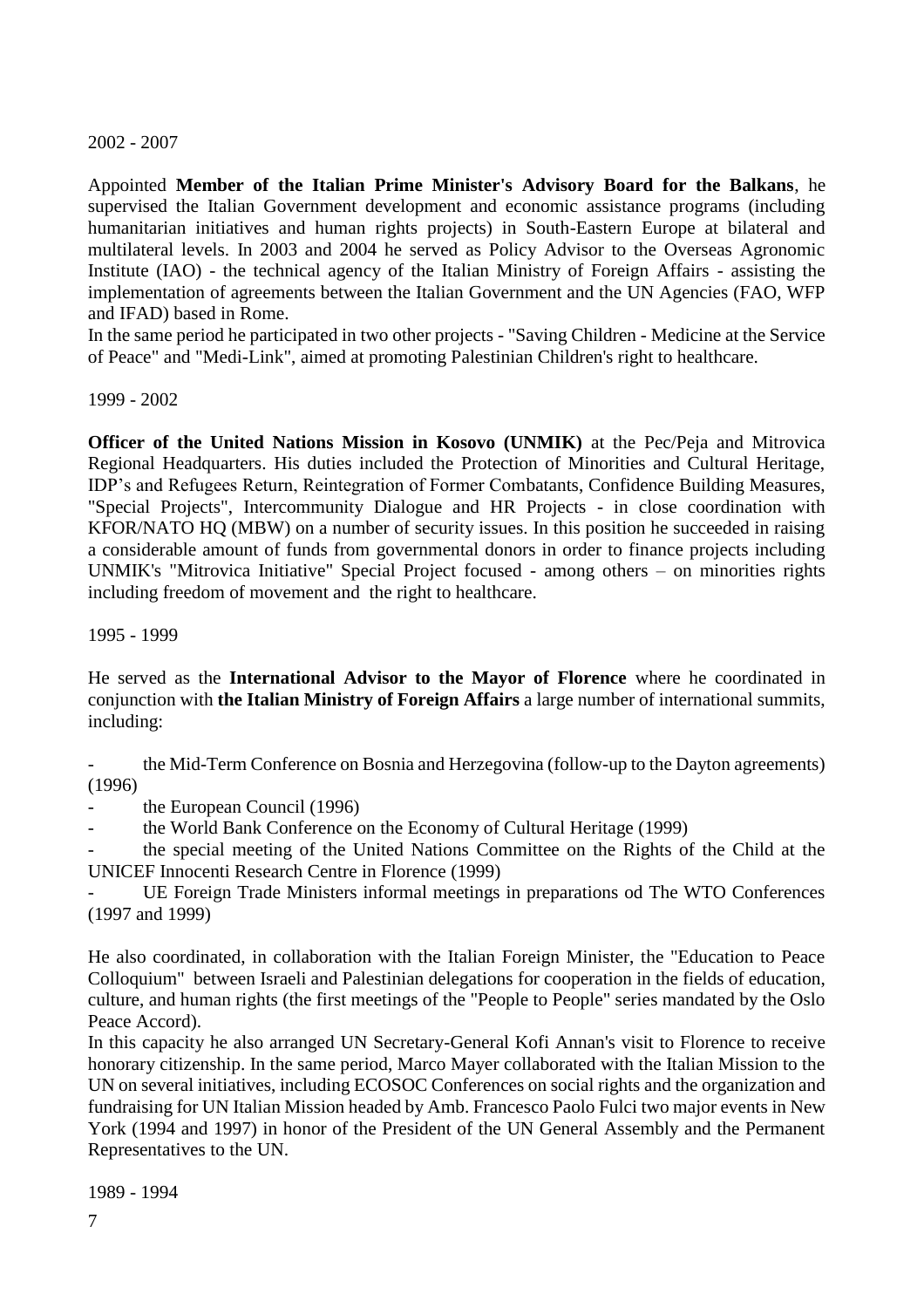2002 - 2007

Appointed **Member of the Italian Prime Minister's Advisory Board for the Balkans**, he supervised the Italian Government development and economic assistance programs (including humanitarian initiatives and human rights projects) in South-Eastern Europe at bilateral and multilateral levels. In 2003 and 2004 he served as Policy Advisor to the Overseas Agronomic Institute (IAO) - the technical agency of the Italian Ministry of Foreign Affairs - assisting the implementation of agreements between the Italian Government and the UN Agencies (FAO, WFP and IFAD) based in Rome.
In the same period he participated in two other projects - "Saving Children - Medicine at the Service of Peace" and "Medi-Link", aimed at promoting Palestinian Children's right to healthcare.

1999 - 2002

**Officer of the United Nations Mission in Kosovo (UNMIK)** at the Pec/Peja and Mitrovica Regional Headquarters. His duties included the Protection of Minorities and Cultural Heritage, IDP's and Refugees Return, Reintegration of Former Combatants, Confidence Building Measures, "Special Projects", Intercommunity Dialogue and HR Projects - in close coordination with KFOR/NATO HQ (MBW) on a number of security issues. In this position he succeeded in raising a considerable amount of funds from governmental donors in order to finance projects including UNMIK's "Mitrovica Initiative" Special Project focused - among others – on minorities rights including freedom of movement and the right to healthcare.

1995 - 1999

He served as the **International Advisor to the Mayor of Florence** where he coordinated in conjunction with **the Italian Ministry of Foreign Affairs** a large number of international summits, including:

- the Mid-Term Conference on Bosnia and Herzegovina (follow-up to the Dayton agreements) (1996)
- the European Council (1996)
- the World Bank Conference on the Economy of Cultural Heritage (1999)
- the special meeting of the United Nations Committee on the Rights of the Child at the UNICEF Innocenti Research Centre in Florence (1999)
- UE Foreign Trade Ministers informal meetings in preparations od The WTO Conferences (1997 and 1999)

He also coordinated, in collaboration with the Italian Foreign Minister, the "Education to Peace Colloquium" between Israeli and Palestinian delegations for cooperation in the fields of education, culture, and human rights (the first meetings of the "People to People" series mandated by the Oslo Peace Accord).
In this capacity he also arranged UN Secretary-General Kofi Annan's visit to Florence to receive honorary citizenship. In the same period, Marco Mayer collaborated with the Italian Mission to the UN on several initiatives, including ECOSOC Conferences on social rights and the organization and fundraising for UN Italian Mission headed by Amb. Francesco Paolo Fulci two major events in New York (1994 and 1997) in honor of the President of the UN General Assembly and the Permanent Representatives to the UN.

1989 - 1994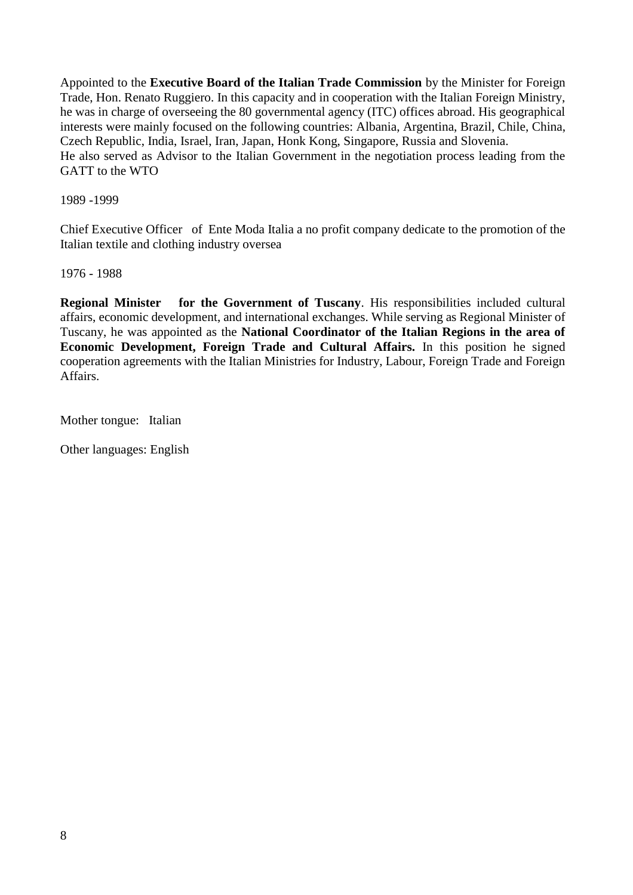Appointed to the **Executive Board of the Italian Trade Commission** by the Minister for Foreign Trade, Hon. Renato Ruggiero. In this capacity and in cooperation with the Italian Foreign Ministry, he was in charge of overseeing the 80 governmental agency (ITC) offices abroad. His geographical interests were mainly focused on the following countries: Albania, Argentina, Brazil, Chile, China, Czech Republic, India, Israel, Iran, Japan, Honk Kong, Singapore, Russia and Slovenia.
He also served as Advisor to the Italian Government in the negotiation process leading from the GATT to the WTO

1989 -1999

Chief Executive Officer of Ente Moda Italia a no profit company dedicate to the promotion of the Italian textile and clothing industry oversea

1976 - 1988

**Regional Minister for the Government of Tuscany**. His responsibilities included cultural affairs, economic development, and international exchanges. While serving as Regional Minister of Tuscany, he was appointed as the **National Coordinator of the Italian Regions in the area of Economic Development, Foreign Trade and Cultural Affairs.** In this position he signed cooperation agreements with the Italian Ministries for Industry, Labour, Foreign Trade and Foreign Affairs.

Mother tongue: Italian

Other languages: English